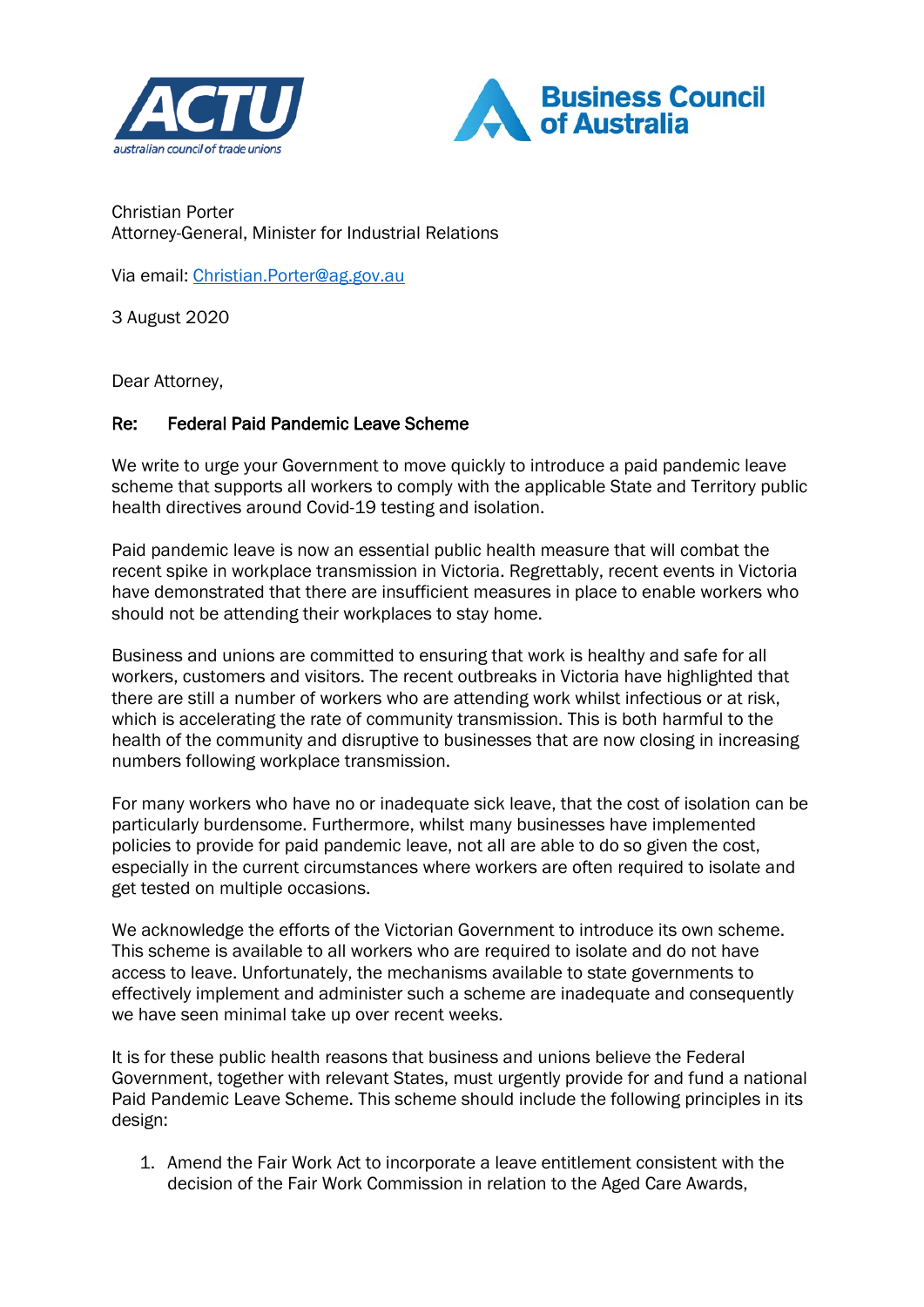Christian Porter
Attorney-General, Minister for Industrial Relations

Via email: Christian.Porter@ag.gov.au

3 August 2020

Dear Attorney,

**Re: Federal Paid Pandemic Leave Scheme**

We write to urge your Government to move quickly to introduce a paid pandemic leave scheme that supports all workers to comply with the applicable State and Territory public health directives around Covid-19 testing and isolation.

Paid pandemic leave is now an essential public health measure that will combat the recent spike in workplace transmission in Victoria. Regrettably, recent events in Victoria have demonstrated that there are insufficient measures in place to enable workers who should not be attending their workplaces to stay home.

Business and unions are committed to ensuring that work is healthy and safe for all workers, customers and visitors. The recent outbreaks in Victoria have highlighted that there are still a number of workers who are attending work whilst infectious or at risk, which is accelerating the rate of community transmission. This is both harmful to the health of the community and disruptive to businesses that are now closing in increasing numbers following workplace transmission.

For many workers who have no or inadequate sick leave, that the cost of isolation can be particularly burdensome. Furthermore, whilst many businesses have implemented policies to provide for paid pandemic leave, not all are able to do so given the cost, especially in the current circumstances where workers are often required to isolate and get tested on multiple occasions.

We acknowledge the efforts of the Victorian Government to introduce its own scheme. This scheme is available to all workers who are required to isolate and do not have access to leave. Unfortunately, the mechanisms available to state governments to effectively implement and administer such a scheme are inadequate and consequently we have seen minimal take up over recent weeks.

It is for these public health reasons that business and unions believe the Federal Government, together with relevant States, must urgently provide for and fund a national Paid Pandemic Leave Scheme. This scheme should include the following principles in its design:

1. Amend the Fair Work Act to incorporate a leave entitlement consistent with the decision of the Fair Work Commission in relation to the Aged Care Awards,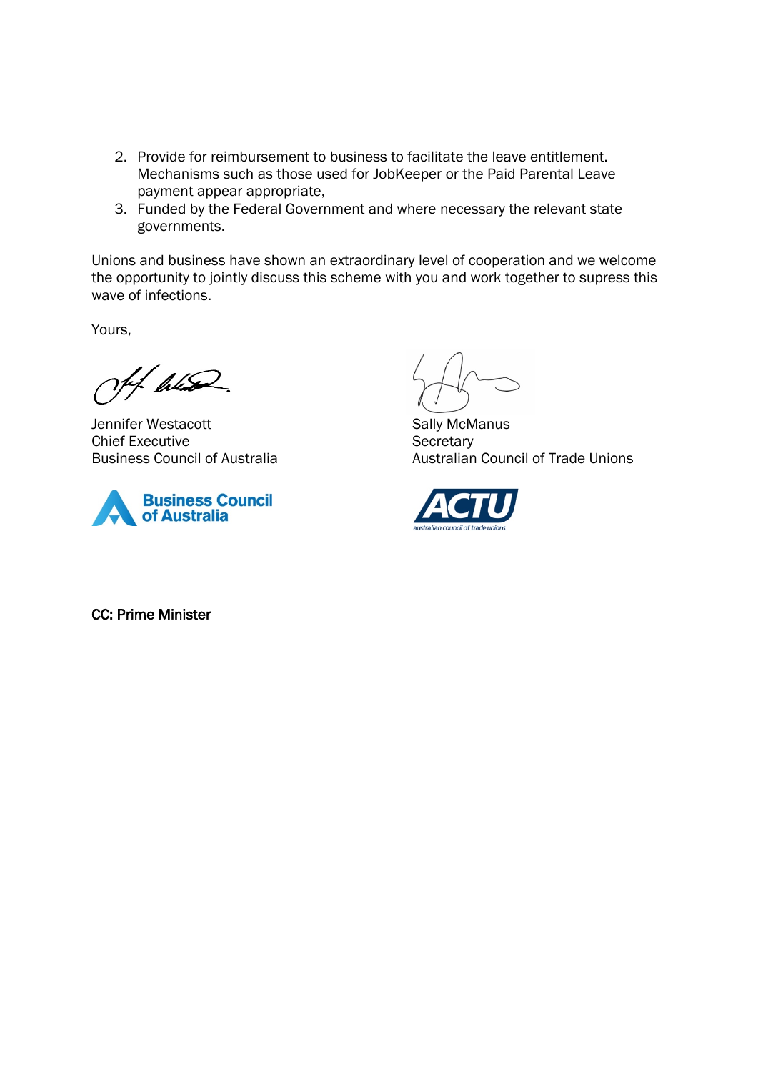2. Provide for reimbursement to business to facilitate the leave entitlement. Mechanisms such as those used for JobKeeper or the Paid Parental Leave payment appear appropriate,
3. Funded by the Federal Government and where necessary the relevant state governments.

Unions and business have shown an extraordinary level of cooperation and we welcome the opportunity to jointly discuss this scheme with you and work together to supress this wave of infections.

Yours,

Jennifer Westacott
Chief Executive
Business Council of Australia

Sally McManus
Secretary
Australian Council of Trade Unions

CC: Prime Minister